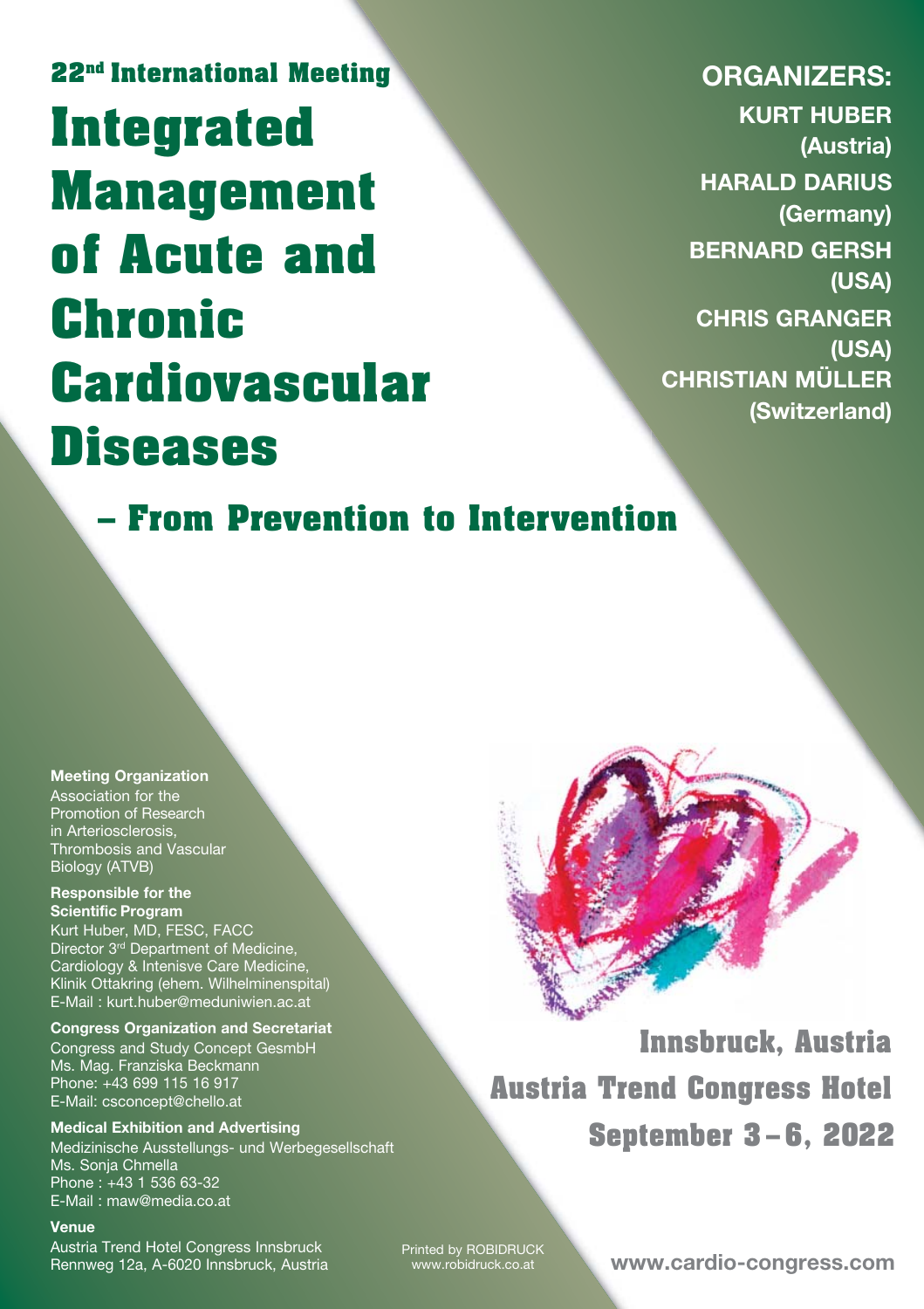22[nd] International Meeting

# Integrated Management of Acute and Chronic Cardiovascular Diseases

## – From Prevention to Intervention

**ORGANIZERS:**

**KURT HUBER (Austria)**
**HARALD DARIUS (Germany)**
**BERNARD GERSH (USA)**
**CHRIS GRANGER (USA)**
**CHRISTIAN MÜLLER (Switzerland)**

**Meeting Organization**
Association for the Promotion of Research in Arteriosclerosis, Thrombosis and Vascular Biology (ATVB)

**Responsible for the Scientific Program**
Kurt Huber, MD, FESC, FACC
Director 3[rd] Department of Medicine, Cardiology & Intenisve Care Medicine, Klinik Ottakring (ehem. Wilhelminenspital)
E-Mail : kurt.huber@meduniwien.ac.at

**Congress Organization and Secretariat**
Congress and Study Concept GesmbH
Ms. Mag. Franziska Beckmann
Phone: +43 699 115 16 917
E-Mail: csconcept@chello.at

**Medical Exhibition and Advertising**
Medizinische Ausstellungs- und Werbegesellschaft
Ms. Sonja Chmella
Phone : +43 1 536 63-32
E-Mail : maw@media.co.at

**Venue**
Austria Trend Hotel Congress Innsbruck
Rennweg 12a, A-6020 Innsbruck, Austria

**Innsbruck, Austria**
**Austria Trend Congress Hotel**
**September 3 – 6, 2022**

Printed by ROBIDRUCK
www.robidruck.co.at

**www.cardio-congress.com**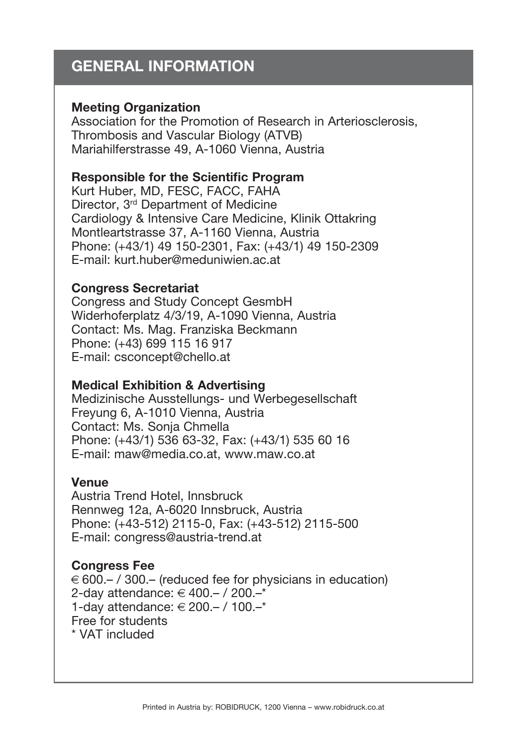# GENERAL INFORMATION

**Meeting Organization**
Association for the Promotion of Research in Arteriosclerosis, Thrombosis and Vascular Biology (ATVB)
Mariahilferstrasse 49, A-1060 Vienna, Austria

**Responsible for the Scientific Program**
Kurt Huber, MD, FESC, FACC, FAHA
Director, 3rd Department of Medicine
Cardiology & Intensive Care Medicine, Klinik Ottakring
Montleartstrasse 37, A-1160 Vienna, Austria
Phone: (+43/1) 49 150-2301, Fax: (+43/1) 49 150-2309
E-mail: kurt.huber@meduniwien.ac.at

**Congress Secretariat**
Congress and Study Concept GesmbH
Widerhoferplatz 4/3/19, A-1090 Vienna, Austria
Contact: Ms. Mag. Franziska Beckmann
Phone: (+43) 699 115 16 917
E-mail: csconcept@chello.at

**Medical Exhibition & Advertising**
Medizinische Ausstellungs- und Werbegesellschaft
Freyung 6, A-1010 Vienna, Austria
Contact: Ms. Sonja Chmella
Phone: (+43/1) 536 63-32, Fax: (+43/1) 535 60 16
E-mail: maw@media.co.at, www.maw.co.at

**Venue**
Austria Trend Hotel, Innsbruck
Rennweg 12a, A-6020 Innsbruck, Austria
Phone: (+43-512) 2115-0, Fax: (+43-512) 2115-500
E-mail: congress@austria-trend.at

**Congress Fee**
€ 600.– / 300.– (reduced fee for physicians in education)
2-day attendance: € 400.– / 200.–*
1-day attendance: € 200.– / 100.–*
Free for students
* VAT included

Printed in Austria by: ROBIDRUCK, 1200 Vienna – www.robidruck.co.at